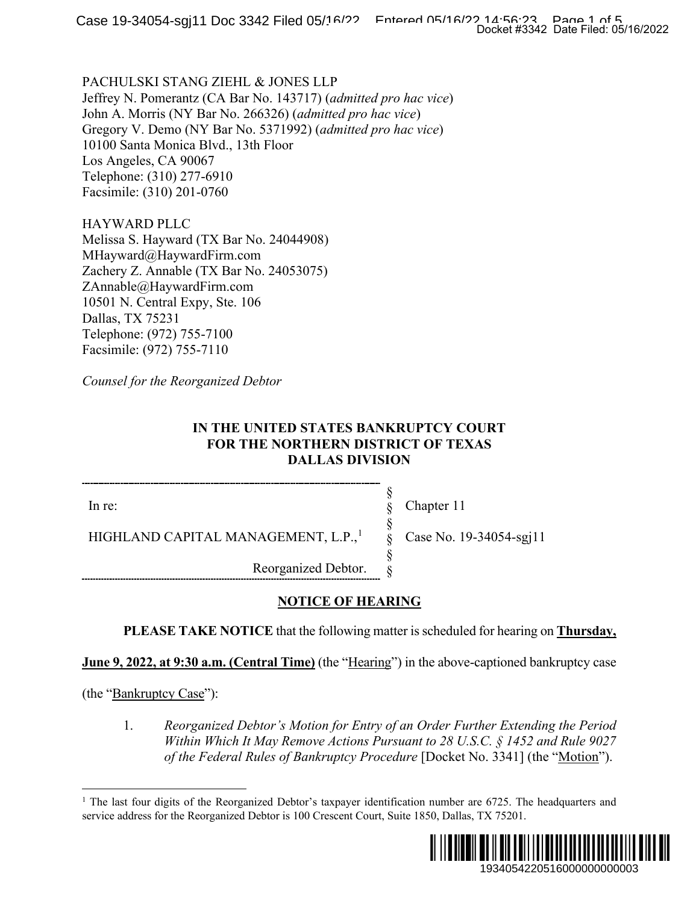PACHULSKI STANG ZIEHL & JONES LLP
Jeffrey N. Pomerantz (CA Bar No. 143717) (*admitted pro hac vice*)
John A. Morris (NY Bar No. 266326) (*admitted pro hac vice*)
Gregory V. Demo (NY Bar No. 5371992) (*admitted pro hac vice*)
10100 Santa Monica Blvd., 13th Floor
Los Angeles, CA 90067
Telephone: (310) 277-6910
Facsimile: (310) 201-0760

HAYWARD PLLC
Melissa S. Hayward (TX Bar No. 24044908)
MHayward@HaywardFirm.com
Zachery Z. Annable (TX Bar No. 24053075)
ZAnnable@HaywardFirm.com
10501 N. Central Expy, Ste. 106
Dallas, TX 75231
Telephone: (972) 755-7100
Facsimile: (972) 755-7110

*Counsel for the Reorganized Debtor*

**IN THE UNITED STATES BANKRUPTCY COURT**
**FOR THE NORTHERN DISTRICT OF TEXAS**
**DALLAS DIVISION**

| | | |
|---|---|---|
| In re: | § | Chapter 11 |
| HIGHLAND CAPITAL MANAGEMENT, L.P.,[1] | § | Case No. 19-34054-sgj11 |
| Reorganized Debtor. | § | |

**NOTICE OF HEARING**

**PLEASE TAKE NOTICE** that the following matter is scheduled for hearing on **Thursday, June 9, 2022, at 9:30 a.m. (Central Time)** (the "Hearing") in the above-captioned bankruptcy case (the "Bankruptcy Case"):

1. *Reorganized Debtor's Motion for Entry of an Order Further Extending the Period Within Which It May Remove Actions Pursuant to 28 U.S.C. § 1452 and Rule 9027 of the Federal Rules of Bankruptcy Procedure* [Docket No. 3341] (the "Motion").

[1] The last four digits of the Reorganized Debtor's taxpayer identification number are 6725. The headquarters and service address for the Reorganized Debtor is 100 Crescent Court, Suite 1850, Dallas, TX 75201.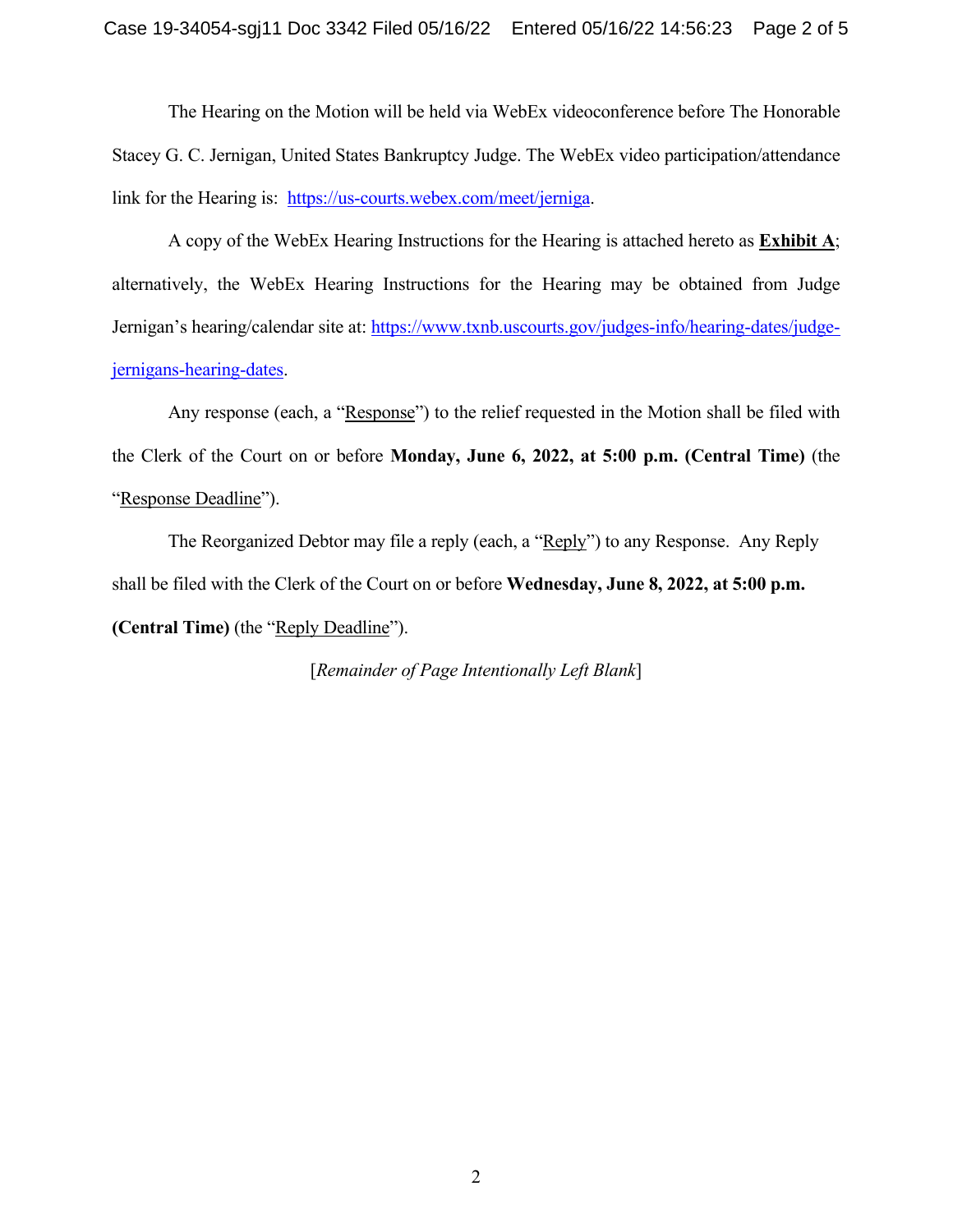The Hearing on the Motion will be held via WebEx videoconference before The Honorable Stacey G. C. Jernigan, United States Bankruptcy Judge. The WebEx video participation/attendance link for the Hearing is: https://us-courts.webex.com/meet/jerniga.

A copy of the WebEx Hearing Instructions for the Hearing is attached hereto as **Exhibit A**; alternatively, the WebEx Hearing Instructions for the Hearing may be obtained from Judge Jernigan's hearing/calendar site at: https://www.txnb.uscourts.gov/judges-info/hearing-dates/judge-jernigans-hearing-dates.

Any response (each, a "Response") to the relief requested in the Motion shall be filed with the Clerk of the Court on or before **Monday, June 6, 2022, at 5:00 p.m. (Central Time)** (the "Response Deadline").

The Reorganized Debtor may file a reply (each, a "Reply") to any Response. Any Reply shall be filed with the Clerk of the Court on or before **Wednesday, June 8, 2022, at 5:00 p.m. (Central Time)** (the "Reply Deadline").

[*Remainder of Page Intentionally Left Blank*]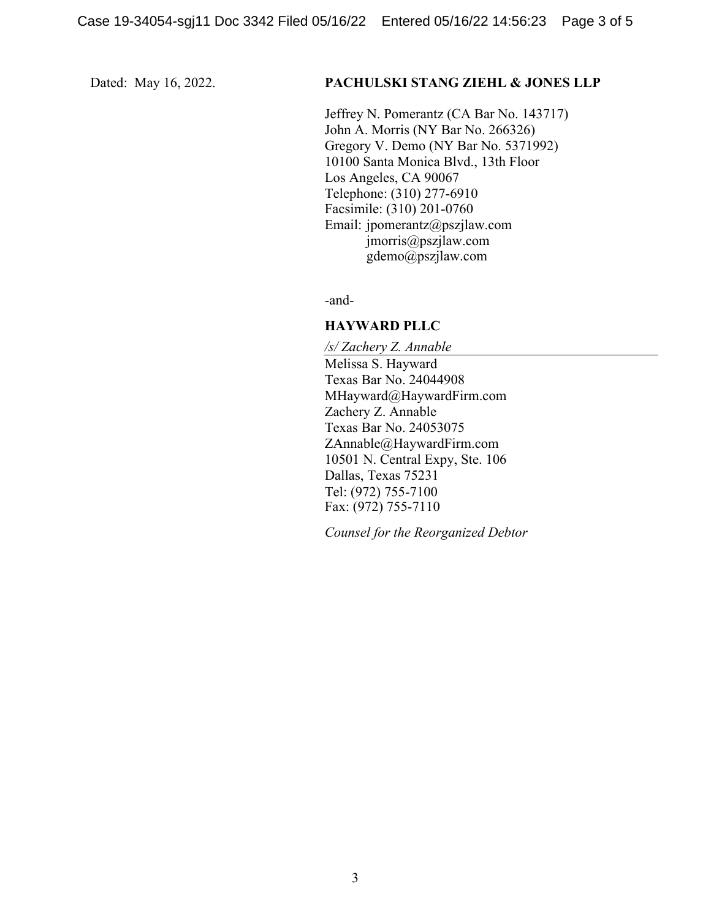Dated: May 16, 2022.

**PACHULSKI STANG ZIEHL & JONES LLP**

Jeffrey N. Pomerantz (CA Bar No. 143717)
John A. Morris (NY Bar No. 266326)
Gregory V. Demo (NY Bar No. 5371992)
10100 Santa Monica Blvd., 13th Floor
Los Angeles, CA 90067
Telephone: (310) 277-6910
Facsimile: (310) 201-0760
Email: jpomerantz@pszjlaw.com
jmorris@pszjlaw.com
gdemo@pszjlaw.com

-and-

**HAYWARD PLLC**

*/s/ Zachery Z. Annable*
Melissa S. Hayward
Texas Bar No. 24044908
MHayward@HaywardFirm.com
Zachery Z. Annable
Texas Bar No. 24053075
ZAnnable@HaywardFirm.com
10501 N. Central Expy, Ste. 106
Dallas, Texas 75231
Tel: (972) 755-7100
Fax: (972) 755-7110

*Counsel for the Reorganized Debtor*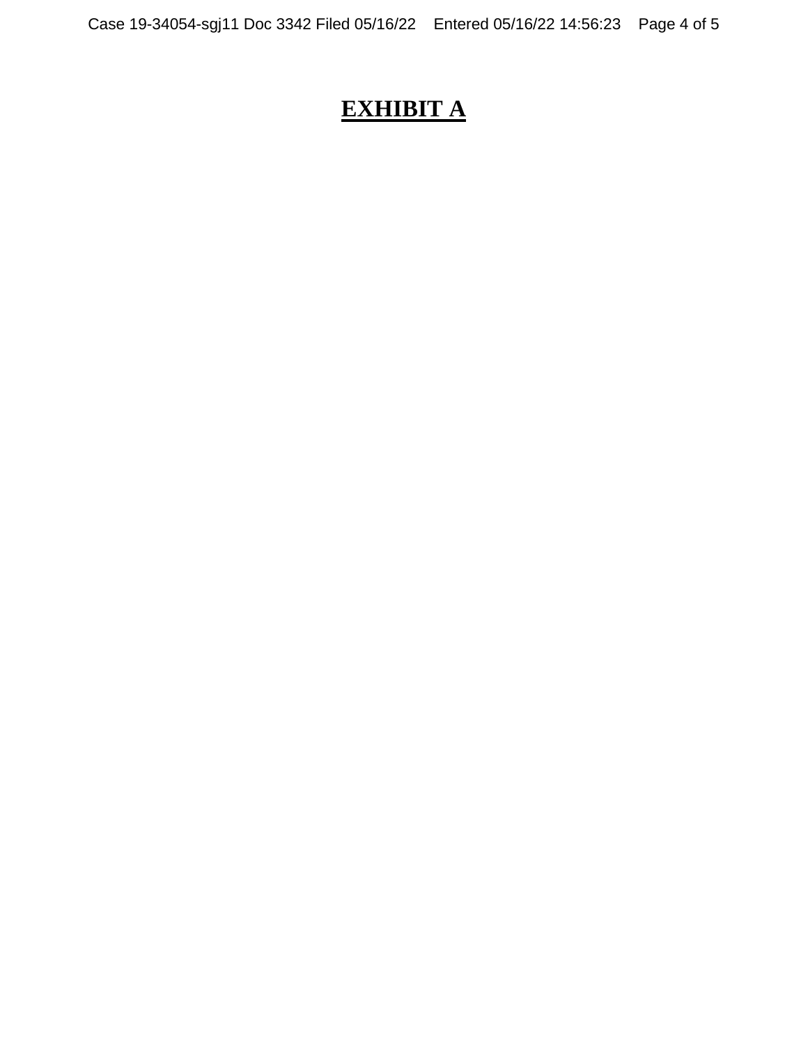# EXHIBIT A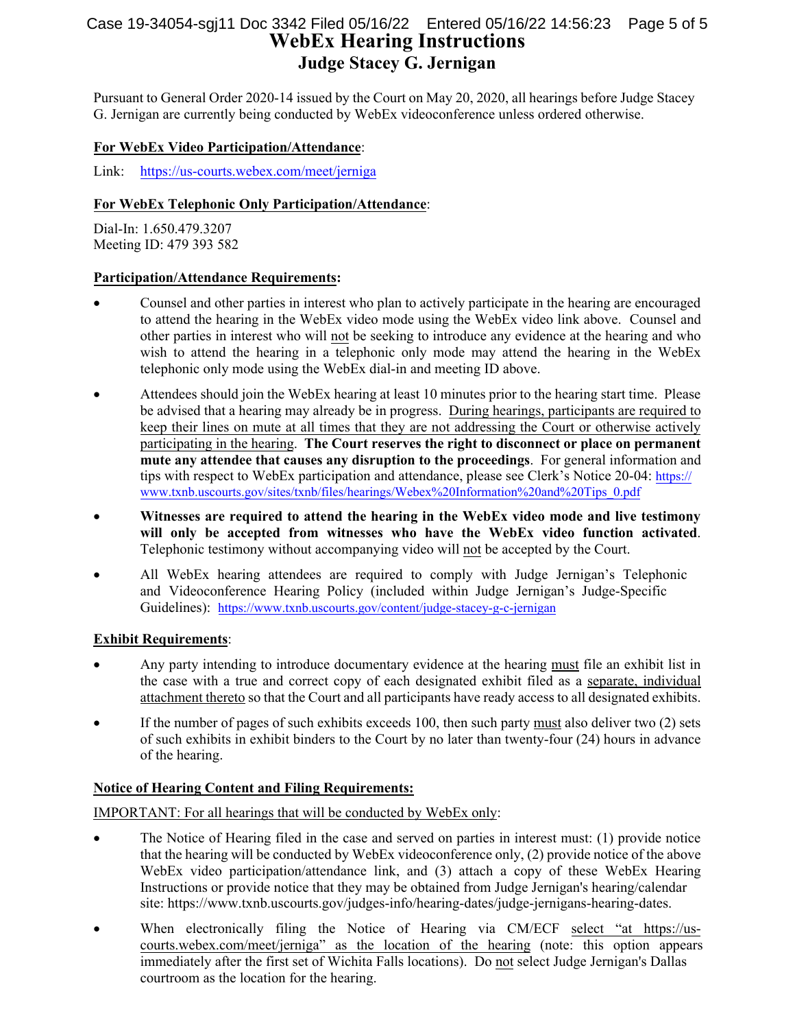# WebEx Hearing Instructions

## Judge Stacey G. Jernigan

Pursuant to General Order 2020-14 issued by the Court on May 20, 2020, all hearings before Judge Stacey G. Jernigan are currently being conducted by WebEx videoconference unless ordered otherwise.

**For WebEx Video Participation/Attendance**:

Link: https://us-courts.webex.com/meet/jerniga

**For WebEx Telephonic Only Participation/Attendance**:

Dial-In: 1.650.479.3207
Meeting ID: 479 393 582

**Participation/Attendance Requirements:**

- Counsel and other parties in interest who plan to actively participate in the hearing are encouraged to attend the hearing in the WebEx video mode using the WebEx video link above. Counsel and other parties in interest who will not be seeking to introduce any evidence at the hearing and who wish to attend the hearing in a telephonic only mode may attend the hearing in the WebEx telephonic only mode using the WebEx dial-in and meeting ID above.
- Attendees should join the WebEx hearing at least 10 minutes prior to the hearing start time. Please be advised that a hearing may already be in progress. During hearings, participants are required to keep their lines on mute at all times that they are not addressing the Court or otherwise actively participating in the hearing. **The Court reserves the right to disconnect or place on permanent mute any attendee that causes any disruption to the proceedings**. For general information and tips with respect to WebEx participation and attendance, please see Clerk's Notice 20-04: https://www.txnb.uscourts.gov/sites/txnb/files/hearings/Webex%20Information%20and%20Tips_0.pdf
- **Witnesses are required to attend the hearing in the WebEx video mode and live testimony will only be accepted from witnesses who have the WebEx video function activated**. Telephonic testimony without accompanying video will not be accepted by the Court.
- All WebEx hearing attendees are required to comply with Judge Jernigan's Telephonic and Videoconference Hearing Policy (included within Judge Jernigan's Judge-Specific Guidelines): https://www.txnb.uscourts.gov/content/judge-stacey-g-c-jernigan

**Exhibit Requirements**:

- Any party intending to introduce documentary evidence at the hearing must file an exhibit list in the case with a true and correct copy of each designated exhibit filed as a separate, individual attachment thereto so that the Court and all participants have ready access to all designated exhibits.
- If the number of pages of such exhibits exceeds 100, then such party must also deliver two (2) sets of such exhibits in exhibit binders to the Court by no later than twenty-four (24) hours in advance of the hearing.

**Notice of Hearing Content and Filing Requirements:**

IMPORTANT: For all hearings that will be conducted by WebEx only:

- The Notice of Hearing filed in the case and served on parties in interest must: (1) provide notice that the hearing will be conducted by WebEx videoconference only, (2) provide notice of the above WebEx video participation/attendance link, and (3) attach a copy of these WebEx Hearing Instructions or provide notice that they may be obtained from Judge Jernigan's hearing/calendar site: https://www.txnb.uscourts.gov/judges-info/hearing-dates/judge-jernigans-hearing-dates.
- When electronically filing the Notice of Hearing via CM/ECF select "at https://us-courts.webex.com/meet/jerniga" as the location of the hearing (note: this option appears immediately after the first set of Wichita Falls locations). Do not select Judge Jernigan's Dallas courtroom as the location for the hearing.